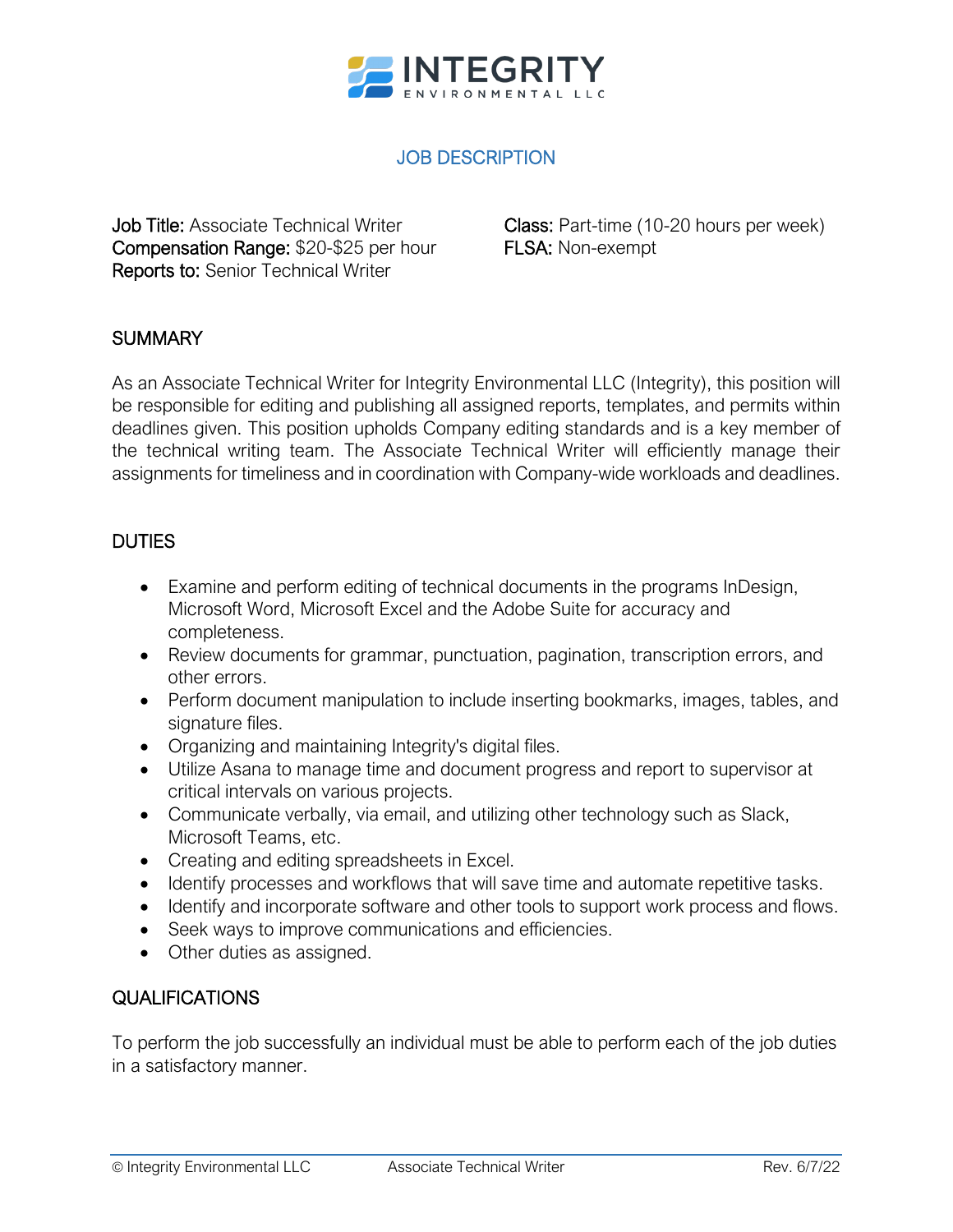# INTEGRITY ENVIRONMENTAL LLC

## JOB DESCRIPTION

**Job Title:** Associate Technical Writer
**Compensation Range:** $20-$25 per hour
**Reports to:** Senior Technical Writer

**Class:** Part-time (10-20 hours per week)
**FLSA:** Non-exempt

### SUMMARY

As an Associate Technical Writer for Integrity Environmental LLC (Integrity), this position will be responsible for editing and publishing all assigned reports, templates, and permits within deadlines given. This position upholds Company editing standards and is a key member of the technical writing team. The Associate Technical Writer will efficiently manage their assignments for timeliness and in coordination with Company-wide workloads and deadlines.

### DUTIES

- Examine and perform editing of technical documents in the programs InDesign, Microsoft Word, Microsoft Excel and the Adobe Suite for accuracy and completeness.
- Review documents for grammar, punctuation, pagination, transcription errors, and other errors.
- Perform document manipulation to include inserting bookmarks, images, tables, and signature files.
- Organizing and maintaining Integrity's digital files.
- Utilize Asana to manage time and document progress and report to supervisor at critical intervals on various projects.
- Communicate verbally, via email, and utilizing other technology such as Slack, Microsoft Teams, etc.
- Creating and editing spreadsheets in Excel.
- Identify processes and workflows that will save time and automate repetitive tasks.
- Identify and incorporate software and other tools to support work process and flows.
- Seek ways to improve communications and efficiencies.
- Other duties as assigned.

### QUALIFICATIONS

To perform the job successfully an individual must be able to perform each of the job duties in a satisfactory manner.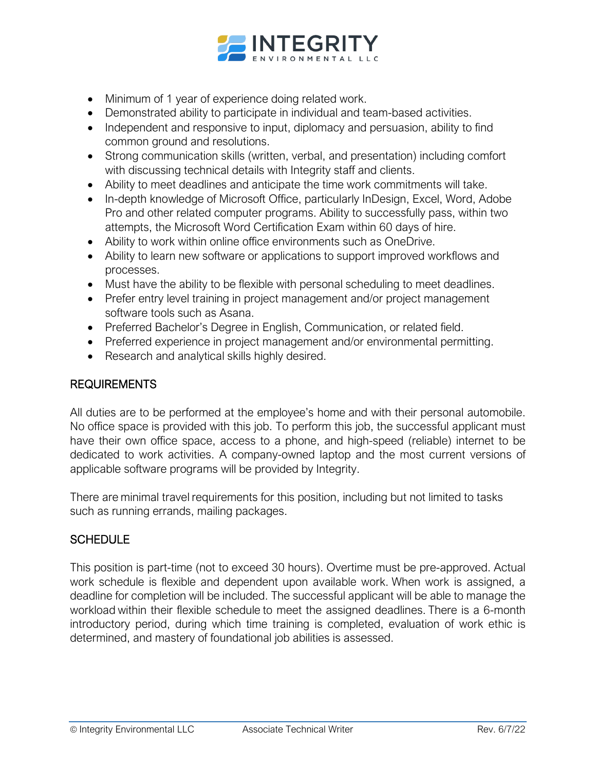- Minimum of 1 year of experience doing related work.
- Demonstrated ability to participate in individual and team-based activities.
- Independent and responsive to input, diplomacy and persuasion, ability to find common ground and resolutions.
- Strong communication skills (written, verbal, and presentation) including comfort with discussing technical details with Integrity staff and clients.
- Ability to meet deadlines and anticipate the time work commitments will take.
- In-depth knowledge of Microsoft Office, particularly InDesign, Excel, Word, Adobe Pro and other related computer programs. Ability to successfully pass, within two attempts, the Microsoft Word Certification Exam within 60 days of hire.
- Ability to work within online office environments such as OneDrive.
- Ability to learn new software or applications to support improved workflows and processes.
- Must have the ability to be flexible with personal scheduling to meet deadlines.
- Prefer entry level training in project management and/or project management software tools such as Asana.
- Preferred Bachelor's Degree in English, Communication, or related field.
- Preferred experience in project management and/or environmental permitting.
- Research and analytical skills highly desired.

## REQUIREMENTS

All duties are to be performed at the employee's home and with their personal automobile. No office space is provided with this job. To perform this job, the successful applicant must have their own office space, access to a phone, and high-speed (reliable) internet to be dedicated to work activities. A company-owned laptop and the most current versions of applicable software programs will be provided by Integrity.

There are minimal travel requirements for this position, including but not limited to tasks such as running errands, mailing packages.

## SCHEDULE

This position is part-time (not to exceed 30 hours). Overtime must be pre-approved. Actual work schedule is flexible and dependent upon available work. When work is assigned, a deadline for completion will be included. The successful applicant will be able to manage the workload within their flexible schedule to meet the assigned deadlines. There is a 6-month introductory period, during which time training is completed, evaluation of work ethic is determined, and mastery of foundational job abilities is assessed.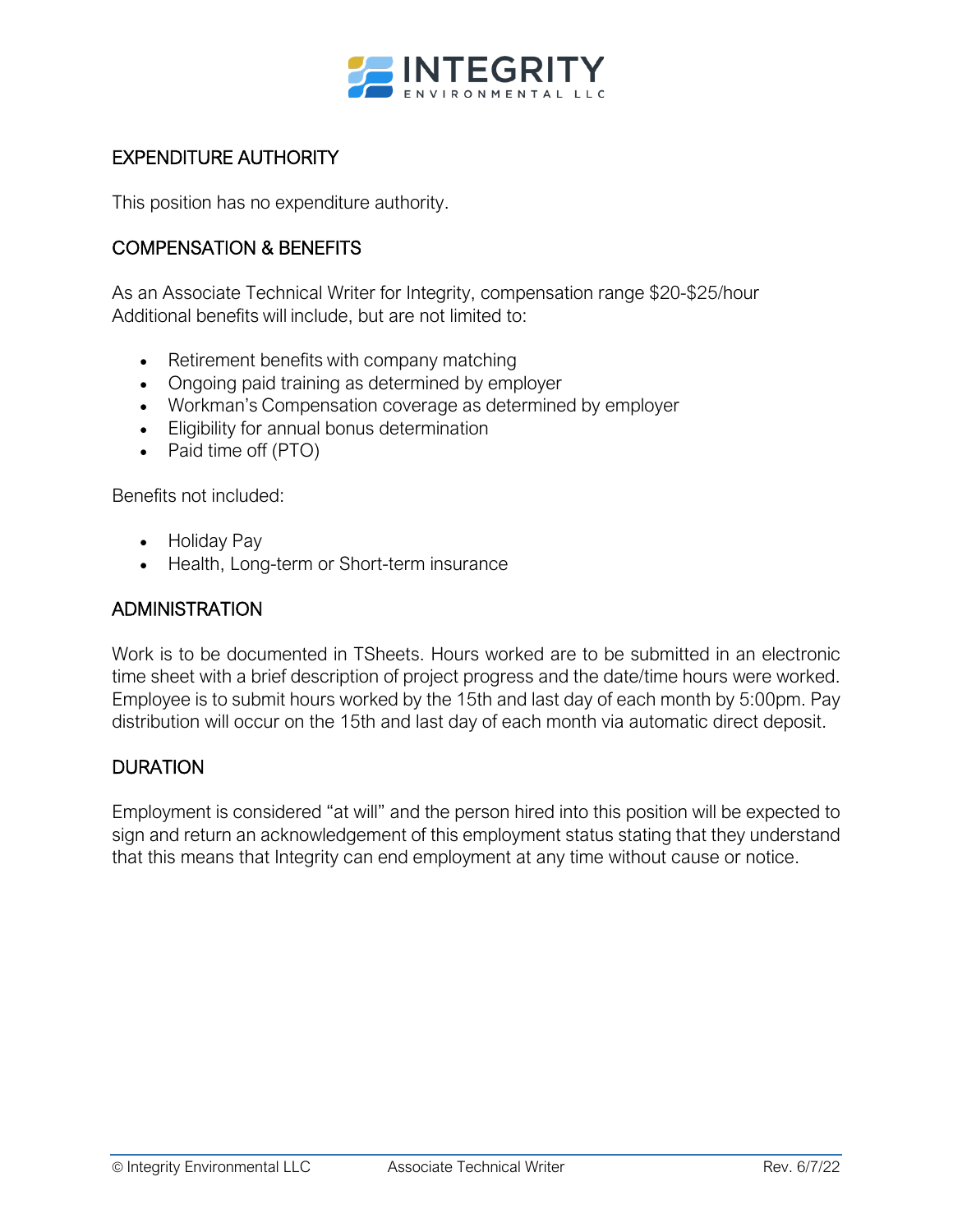## EXPENDITURE AUTHORITY

This position has no expenditure authority.

## COMPENSATION & BENEFITS

As an Associate Technical Writer for Integrity, compensation range $20-$25/hour
Additional benefits will include, but are not limited to:

- Retirement benefits with company matching
- Ongoing paid training as determined by employer
- Workman's Compensation coverage as determined by employer
- Eligibility for annual bonus determination
- Paid time off (PTO)

Benefits not included:

- Holiday Pay
- Health, Long-term or Short-term insurance

## ADMINISTRATION

Work is to be documented in TSheets. Hours worked are to be submitted in an electronic time sheet with a brief description of project progress and the date/time hours were worked. Employee is to submit hours worked by the 15th and last day of each month by 5:00pm. Pay distribution will occur on the 15th and last day of each month via automatic direct deposit.

## DURATION

Employment is considered "at will" and the person hired into this position will be expected to sign and return an acknowledgement of this employment status stating that they understand that this means that Integrity can end employment at any time without cause or notice.